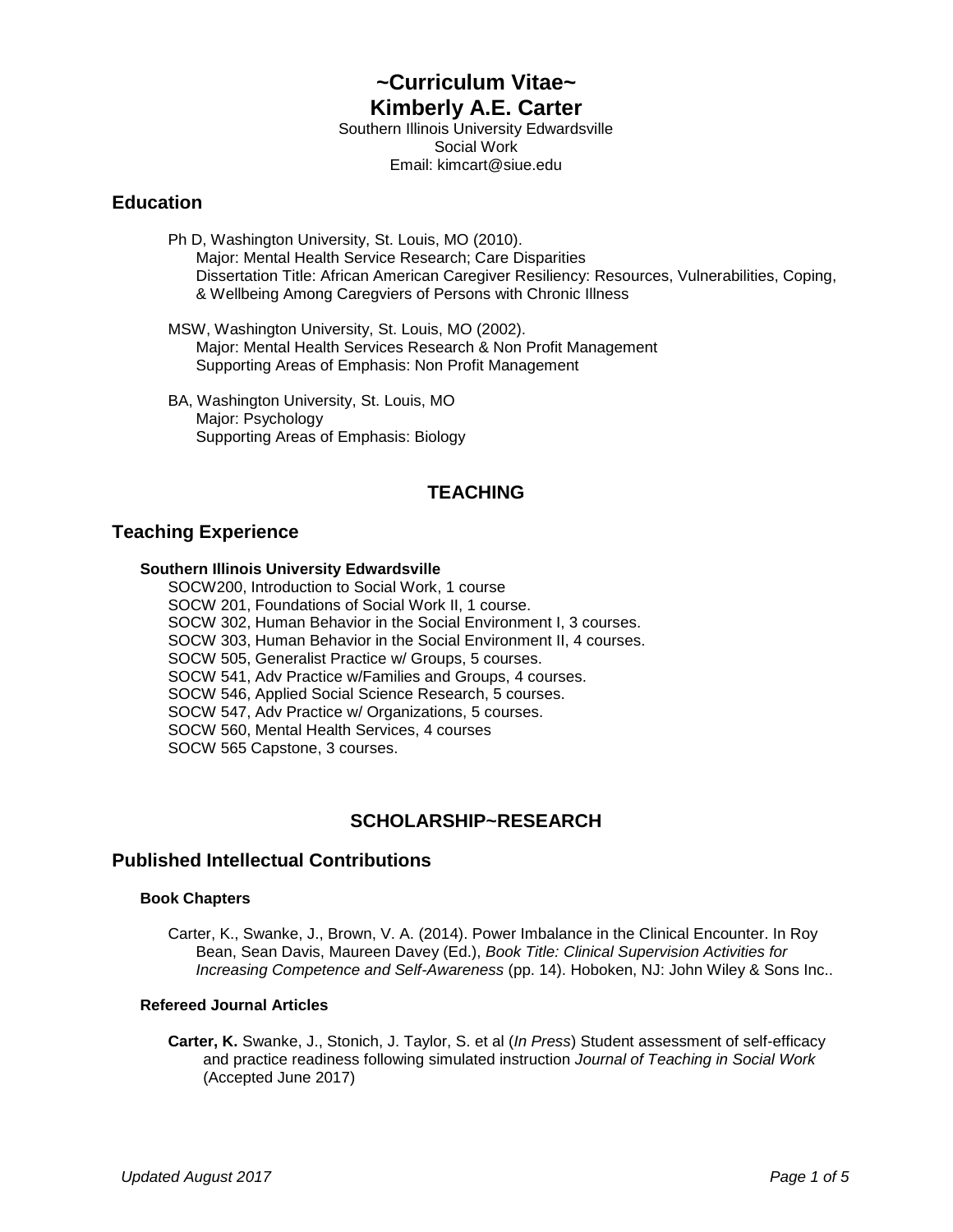# ~Curriculum Vitae~
# Kimberly A.E. Carter

Southern Illinois University Edwardsville
Social Work
Email: kimcart@siue.edu

## Education

Ph D, Washington University, St. Louis, MO (2010).
Major: Mental Health Service Research; Care Disparities
Dissertation Title: African American Caregiver Resiliency: Resources, Vulnerabilities, Coping, & Wellbeing Among Caregviers of Persons with Chronic Illness

MSW, Washington University, St. Louis, MO (2002).
Major: Mental Health Services Research & Non Profit Management
Supporting Areas of Emphasis: Non Profit Management

BA, Washington University, St. Louis, MO
Major: Psychology
Supporting Areas of Emphasis: Biology

## TEACHING

## Teaching Experience

### Southern Illinois University Edwardsville

SOCW200, Introduction to Social Work, 1 course
SOCW 201, Foundations of Social Work II, 1 course.
SOCW 302, Human Behavior in the Social Environment I, 3 courses.
SOCW 303, Human Behavior in the Social Environment II, 4 courses.
SOCW 505, Generalist Practice w/ Groups, 5 courses.
SOCW 541, Adv Practice w/Families and Groups, 4 courses.
SOCW 546, Applied Social Science Research, 5 courses.
SOCW 547, Adv Practice w/ Organizations, 5 courses.
SOCW 560, Mental Health Services, 4 courses
SOCW 565 Capstone, 3 courses.

## SCHOLARSHIP~RESEARCH

## Published Intellectual Contributions

### Book Chapters

Carter, K., Swanke, J., Brown, V. A. (2014). Power Imbalance in the Clinical Encounter. In Roy Bean, Sean Davis, Maureen Davey (Ed.), *Book Title: Clinical Supervision Activities for Increasing Competence and Self-Awareness* (pp. 14). Hoboken, NJ: John Wiley & Sons Inc..

### Refereed Journal Articles

**Carter, K.** Swanke, J., Stonich, J. Taylor, S. et al (*In Press*) Student assessment of self-efficacy and practice readiness following simulated instruction *Journal of Teaching in Social Work* (Accepted June 2017)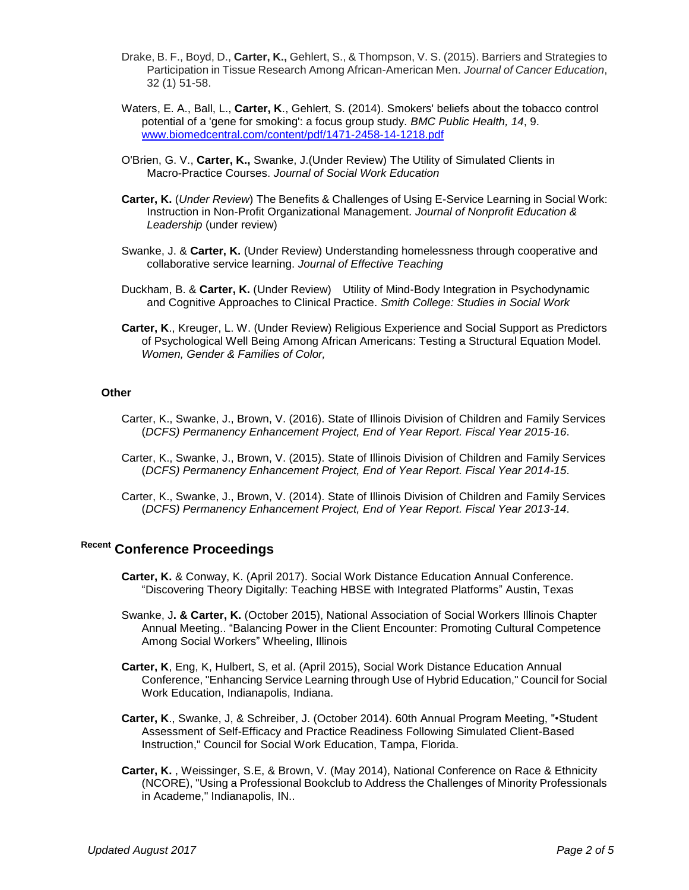Drake, B. F., Boyd, D., **Carter, K.,** Gehlert, S., & Thompson, V. S. (2015). Barriers and Strategies to Participation in Tissue Research Among African-American Men. *Journal of Cancer Education*, 32 (1) 51-58.

Waters, E. A., Ball, L., **Carter, K**., Gehlert, S. (2014). Smokers' beliefs about the tobacco control potential of a 'gene for smoking': a focus group study. *BMC Public Health, 14*, 9. [www.biomedcentral.com/content/pdf/1471-2458-14-1218.pdf](www.biomedcentral.com/content/pdf/1471-2458-14-1218.pdf)

O'Brien, G. V., **Carter, K.,** Swanke, J.(Under Review) The Utility of Simulated Clients in Macro-Practice Courses. *Journal of Social Work Education*

**Carter, K.** (*Under Review*) The Benefits & Challenges of Using E-Service Learning in Social Work: Instruction in Non-Profit Organizational Management. *Journal of Nonprofit Education & Leadership* (under review)

Swanke, J. & **Carter, K.** (Under Review) Understanding homelessness through cooperative and collaborative service learning. *Journal of Effective Teaching*

Duckham, B. & **Carter, K.** (Under Review) Utility of Mind-Body Integration in Psychodynamic and Cognitive Approaches to Clinical Practice. *Smith College: Studies in Social Work*

**Carter, K**., Kreuger, L. W. (Under Review) Religious Experience and Social Support as Predictors of Psychological Well Being Among African Americans: Testing a Structural Equation Model. *Women, Gender & Families of Color,*

**Other**

Carter, K., Swanke, J., Brown, V. (2016). State of Illinois Division of Children and Family Services (*DCFS) Permanency Enhancement Project, End of Year Report. Fiscal Year 2015-16*.

Carter, K., Swanke, J., Brown, V. (2015). State of Illinois Division of Children and Family Services (*DCFS) Permanency Enhancement Project, End of Year Report. Fiscal Year 2014-15*.

Carter, K., Swanke, J., Brown, V. (2014). State of Illinois Division of Children and Family Services (*DCFS) Permanency Enhancement Project, End of Year Report. Fiscal Year 2013-14*.

## Recent Conference Proceedings

**Carter, K.** & Conway, K. (April 2017). Social Work Distance Education Annual Conference. “Discovering Theory Digitally: Teaching HBSE with Integrated Platforms” Austin, Texas

Swanke, J**. & Carter, K.** (October 2015), National Association of Social Workers Illinois Chapter Annual Meeting.. “Balancing Power in the Client Encounter: Promoting Cultural Competence Among Social Workers” Wheeling, Illinois

**Carter, K**, Eng, K, Hulbert, S, et al. (April 2015), Social Work Distance Education Annual Conference, "Enhancing Service Learning through Use of Hybrid Education," Council for Social Work Education, Indianapolis, Indiana.

**Carter, K**., Swanke, J, & Schreiber, J. (October 2014). 60th Annual Program Meeting, "•Student Assessment of Self-Efficacy and Practice Readiness Following Simulated Client-Based Instruction," Council for Social Work Education, Tampa, Florida.

**Carter, K.** , Weissinger, S.E, & Brown, V. (May 2014), National Conference on Race & Ethnicity (NCORE), "Using a Professional Bookclub to Address the Challenges of Minority Professionals in Academe," Indianapolis, IN..

*Updated August 2017*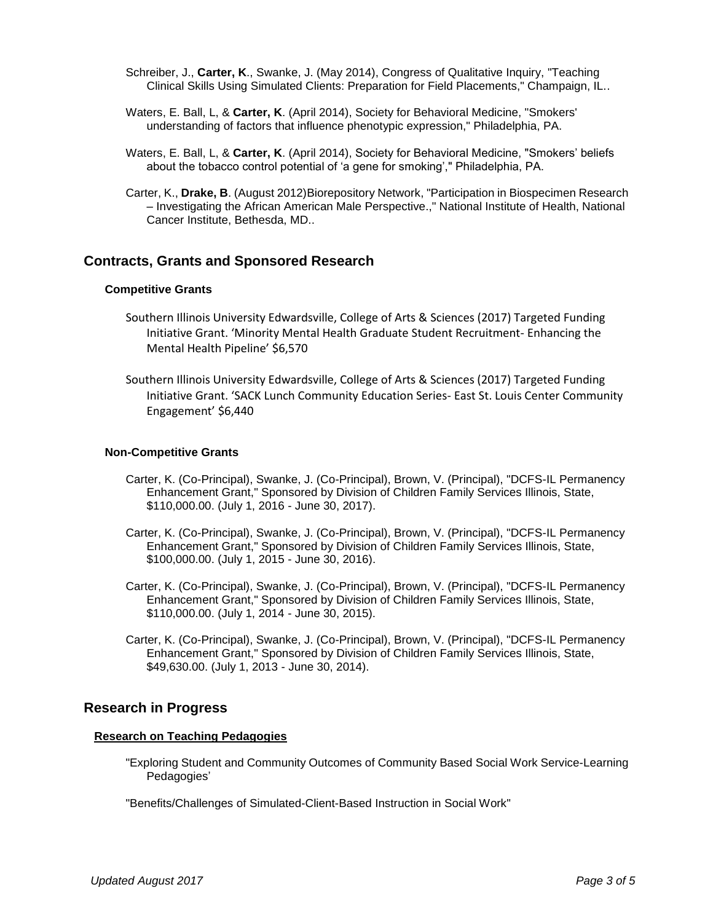Schreiber, J., **Carter, K**., Swanke, J. (May 2014), Congress of Qualitative Inquiry, "Teaching Clinical Skills Using Simulated Clients: Preparation for Field Placements," Champaign, IL..

Waters, E. Ball, L, & **Carter, K**. (April 2014), Society for Behavioral Medicine, "Smokers' understanding of factors that influence phenotypic expression," Philadelphia, PA.

Waters, E. Ball, L, & **Carter, K**. (April 2014), Society for Behavioral Medicine, "Smokers' beliefs about the tobacco control potential of 'a gene for smoking'," Philadelphia, PA.

Carter, K., **Drake, B**. (August 2012)Biorepository Network, "Participation in Biospecimen Research – Investigating the African American Male Perspective.," National Institute of Health, National Cancer Institute, Bethesda, MD..

## Contracts, Grants and Sponsored Research

### Competitive Grants

Southern Illinois University Edwardsville, College of Arts & Sciences (2017) Targeted Funding Initiative Grant. 'Minority Mental Health Graduate Student Recruitment- Enhancing the Mental Health Pipeline' $6,570

Southern Illinois University Edwardsville, College of Arts & Sciences (2017) Targeted Funding Initiative Grant. 'SACK Lunch Community Education Series- East St. Louis Center Community Engagement' $6,440

### Non-Competitive Grants

Carter, K. (Co-Principal), Swanke, J. (Co-Principal), Brown, V. (Principal), "DCFS-IL Permanency Enhancement Grant," Sponsored by Division of Children Family Services Illinois, State, $110,000.00. (July 1, 2016 - June 30, 2017).

Carter, K. (Co-Principal), Swanke, J. (Co-Principal), Brown, V. (Principal), "DCFS-IL Permanency Enhancement Grant," Sponsored by Division of Children Family Services Illinois, State, $100,000.00. (July 1, 2015 - June 30, 2016).

Carter, K. (Co-Principal), Swanke, J. (Co-Principal), Brown, V. (Principal), "DCFS-IL Permanency Enhancement Grant," Sponsored by Division of Children Family Services Illinois, State, $110,000.00. (July 1, 2014 - June 30, 2015).

Carter, K. (Co-Principal), Swanke, J. (Co-Principal), Brown, V. (Principal), "DCFS-IL Permanency Enhancement Grant," Sponsored by Division of Children Family Services Illinois, State, $49,630.00. (July 1, 2013 - June 30, 2014).

## Research in Progress

### Research on Teaching Pedagogies

"Exploring Student and Community Outcomes of Community Based Social Work Service-Learning Pedagogies'

"Benefits/Challenges of Simulated-Client-Based Instruction in Social Work"

*Updated August 2017*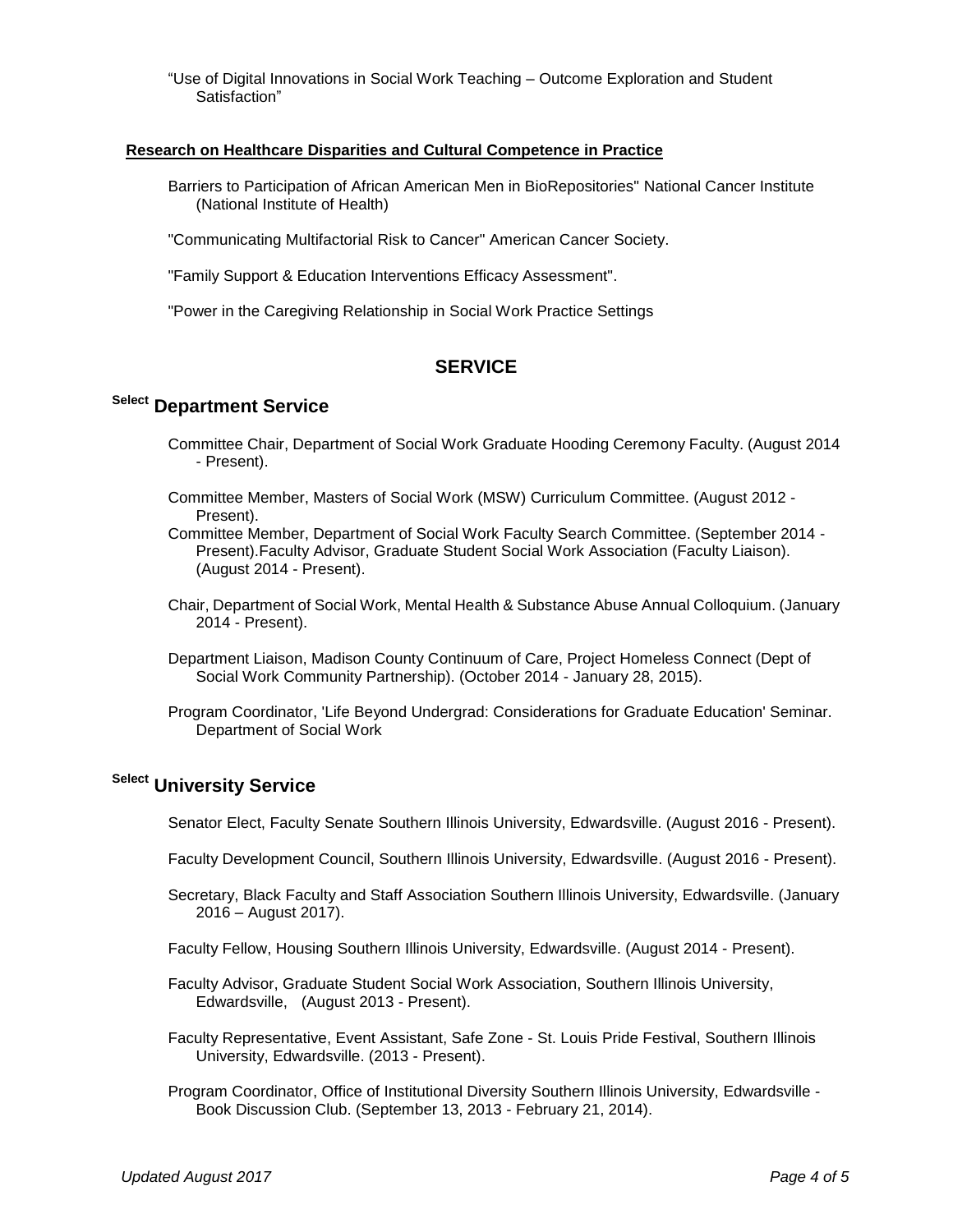"Use of Digital Innovations in Social Work Teaching – Outcome Exploration and Student Satisfaction"

**Research on Healthcare Disparities and Cultural Competence in Practice**

Barriers to Participation of African American Men in BioRepositories" National Cancer Institute (National Institute of Health)

"Communicating Multifactorial Risk to Cancer" American Cancer Society.

"Family Support & Education Interventions Efficacy Assessment".

"Power in the Caregiving Relationship in Social Work Practice Settings

## SERVICE

### Select Department Service

Committee Chair, Department of Social Work Graduate Hooding Ceremony Faculty. (August 2014 - Present).

Committee Member, Masters of Social Work (MSW) Curriculum Committee. (August 2012 - Present).

Committee Member, Department of Social Work Faculty Search Committee. (September 2014 - Present).Faculty Advisor, Graduate Student Social Work Association (Faculty Liaison). (August 2014 - Present).

Chair, Department of Social Work, Mental Health & Substance Abuse Annual Colloquium. (January 2014 - Present).

Department Liaison, Madison County Continuum of Care, Project Homeless Connect (Dept of Social Work Community Partnership). (October 2014 - January 28, 2015).

Program Coordinator, 'Life Beyond Undergrad: Considerations for Graduate Education' Seminar. Department of Social Work

### Select University Service

Senator Elect, Faculty Senate Southern Illinois University, Edwardsville. (August 2016 - Present).

Faculty Development Council, Southern Illinois University, Edwardsville. (August 2016 - Present).

Secretary, Black Faculty and Staff Association Southern Illinois University, Edwardsville. (January 2016 – August 2017).

Faculty Fellow, Housing Southern Illinois University, Edwardsville. (August 2014 - Present).

Faculty Advisor, Graduate Student Social Work Association, Southern Illinois University, Edwardsville, (August 2013 - Present).

Faculty Representative, Event Assistant, Safe Zone - St. Louis Pride Festival, Southern Illinois University, Edwardsville. (2013 - Present).

Program Coordinator, Office of Institutional Diversity Southern Illinois University, Edwardsville - Book Discussion Club. (September 13, 2013 - February 21, 2014).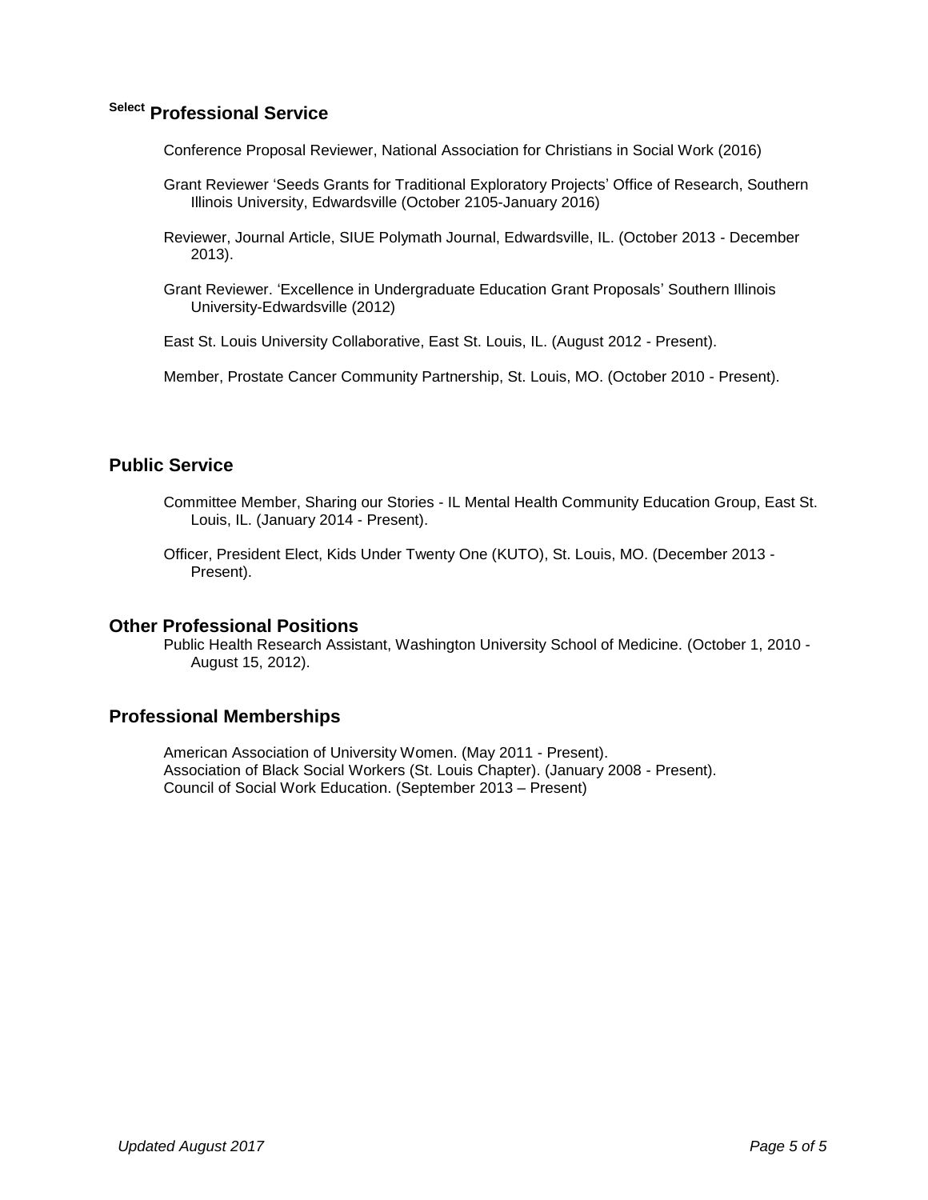## Select Professional Service

Conference Proposal Reviewer, National Association for Christians in Social Work (2016)

Grant Reviewer 'Seeds Grants for Traditional Exploratory Projects' Office of Research, Southern Illinois University, Edwardsville (October 2105-January 2016)

Reviewer, Journal Article, SIUE Polymath Journal, Edwardsville, IL. (October 2013 - December 2013).

Grant Reviewer. 'Excellence in Undergraduate Education Grant Proposals' Southern Illinois University-Edwardsville (2012)

East St. Louis University Collaborative, East St. Louis, IL. (August 2012 - Present).

Member, Prostate Cancer Community Partnership, St. Louis, MO. (October 2010 - Present).

## Public Service

Committee Member, Sharing our Stories - IL Mental Health Community Education Group, East St. Louis, IL. (January 2014 - Present).

Officer, President Elect, Kids Under Twenty One (KUTO), St. Louis, MO. (December 2013 - Present).

## Other Professional Positions

Public Health Research Assistant, Washington University School of Medicine. (October 1, 2010 - August 15, 2012).

## Professional Memberships

American Association of University Women. (May 2011 - Present).
Association of Black Social Workers (St. Louis Chapter). (January 2008 - Present).
Council of Social Work Education. (September 2013 – Present)

*Updated August 2017*